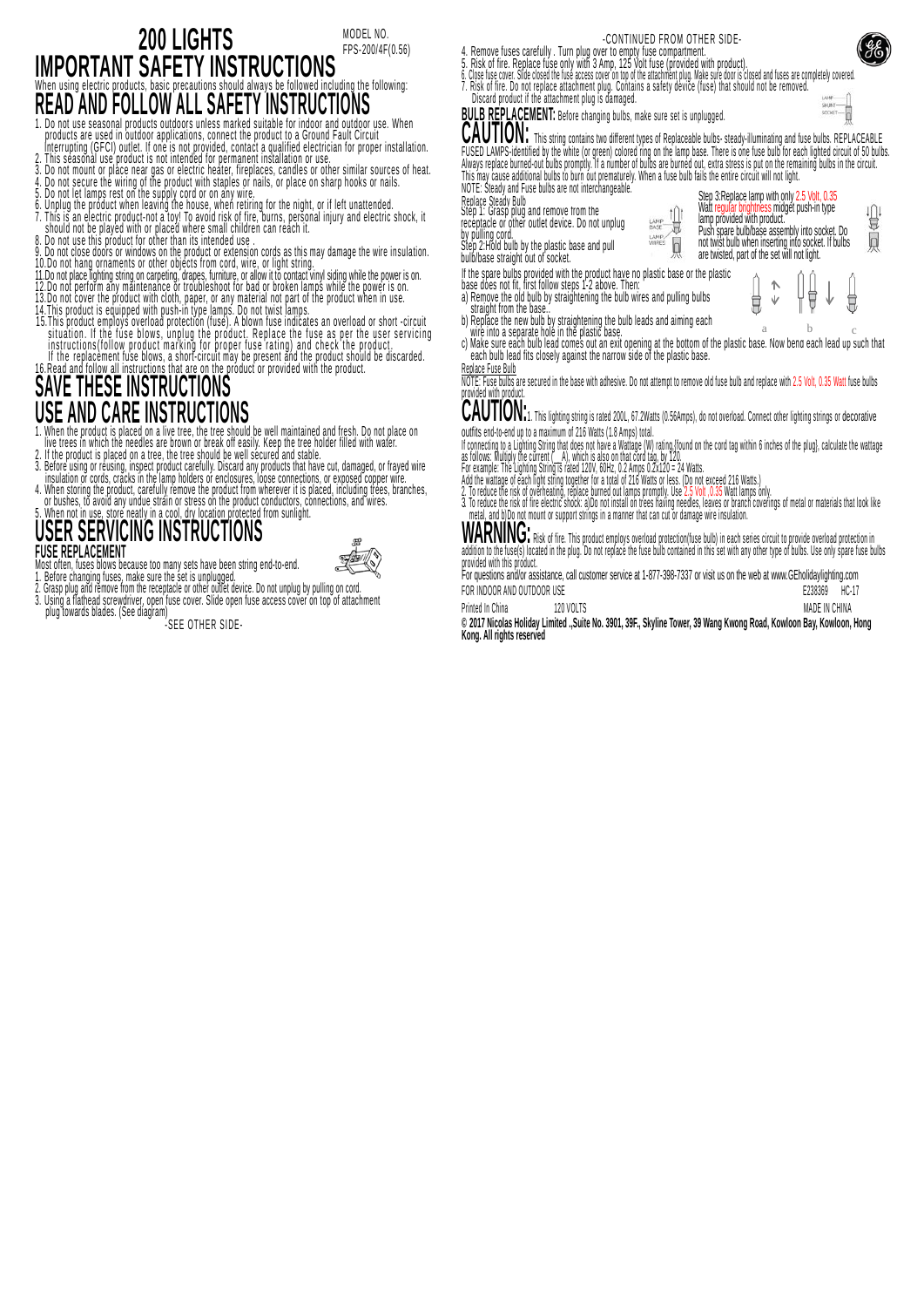# 200 LIGHTS

MODEL NO.
FPS-200/4F(0.56)

# IMPORTANT SAFETY INSTRUCTIONS

When using electric products, basic precautions should always be followed including the following:

## READ AND FOLLOW ALL SAFETY INSTRUCTIONS

1. Do not use seasonal products outdoors unless marked suitable for indoor and outdoor use. When products are used in outdoor applications, connect the product to a Ground Fault Circuit Interrupting (GFCI) outlet. If one is not provided, contact a qualified electrician for proper installation.
2. This seasonal use product is not intended for permanent installation or use.
3. Do not mount or place near gas or electric heater, fireplaces, candles or other similar sources of heat.
4. Do not secure the wiring of the product with staples or nails, or place on sharp hooks or nails.
5. Do not let lamps rest on the supply cord or on any wire.
6. Unplug the product when leaving the house, when retiring for the night, or if left unattended.
7. This is an electric product-not a toy! To avoid risk of fire, burns, personal injury and electric shock, it should not be played with or placed where small children can reach it.
8. Do not use this product for other than its intended use .
9. Do not close doors or windows on the product or extension cords as this may damage the wire insulation.
10. Do not hang ornaments or other objects from cord, wire, or light string.
11. Do not place lighting string on carpeting, drapes, furniture, or allow it to contact vinyl siding while the power is on.
12. Do not perform any maintenance or troubleshoot for bad or broken lamps while the power is on.
13. Do not cover the product with cloth, paper, or any material not part of the product when in use.
14. This product is equipped with push-in type lamps. Do not twist lamps.
15. This product employs overload protection (fuse). A blown fuse indicates an overload or short -circuit situation. If the fuse blows, unplug the product. Replace the fuse as per the user servicing instructions(follow product marking for proper fuse rating) and check the product. If the replacement fuse blows, a short-circuit may be present and the product should be discarded.
16. Read and follow all instructions that are on the product or provided with the product.

## SAVE THESE INSTRUCTIONS

## USE AND CARE INSTRUCTIONS

1. When the product is placed on a live tree, the tree should be well maintained and fresh. Do not place on live trees in which the needles are brown or break off easily. Keep the tree holder filled with water.
2. If the product is placed on a tree, the tree should be well secured and stable.
3. Before using or reusing, inspect product carefully. Discard any products that have cut, damaged, or frayed wire insulation or cords, cracks in the lamp holders or enclosures, loose connections, or exposed copper wire.
4. When storing the product, carefully remove the product from wherever it is placed, including trees, branches, or bushes, to avoid any undue strain or stress on the product conductors, connections, and wires.
5. When not in use, store neatly in a cool, dry location protected from sunlight.

## USER SERVICING INSTRUCTIONS

### FUSE REPLACEMENT

Most often, fuses blows because too many sets have been string end-to-end.

1. Before changing fuses, make sure the set is unplugged.
2. Grasp plug and remove from the receptacle or other outlet device. Do not unplug by pulling on cord.
3. Using a flathead screwdriver, open fuse cover. Slide open fuse access cover on top of attachment plug towards blades. (See diagram)

-SEE OTHER SIDE-

-CONTINUED FROM OTHER SIDE-

4. Remove fuses carefully . Turn plug over to empty fuse compartment.
5. Risk of fire. Replace fuse only with 3 Amp, 125 Volt fuse (provided with product).
6. Close fuse cover. Slide closed the fuse access cover on top of the attachment plug. Make sure door is closed and fuses are completely covered.
7. Risk of fire. Do not replace attachment plug. Contains a safety device (fuse) that should not be removed. Discard product if the attachment plug is damaged.

**BULB REPLACEMENT:** Before changing bulbs, make sure set is unplugged.

**CAUTION:** This string contains two different types of Replaceable bulbs- steady-illuminating and fuse bulbs. REPLACEABLE FUSED LAMPS-identified by the white (or green) colored ring on the lamp base. There is one fuse bulb for each lighted circuit of 50 bulbs. Always replace burned-out bulbs promptly. If a number of bulbs are burned out, extra stress is put on the remaining bulbs in the circuit. This may cause additional bulbs to burn out prematurely. When a fuse bulb fails the entire circuit will not light.

NOTE: Steady and Fuse bulbs are not interchangeable.

Replace Steady Bulb

Step 1: Grasp plug and remove from the receptacle or other outlet device. Do not unplug by pulling cord.

Step 2:Hold bulb by the plastic base and pull bulb/base straight out of socket.

Step 3:Replace lamp with only 2.5 Volt, 0.35 Watt regular brightness midget push-in type lamp provided with product. Push spare bulb/base assembly into socket. Do not twist bulb when inserting into socket. If bulbs are twisted, part of the set will not light.

If the spare bulbs provided with the product have no plastic base or the plastic base does not fit, first follow steps 1-2 above. Then:

a) Remove the old bulb by straightening the bulb wires and pulling bulbs straight from the base..
b) Replace the new bulb by straightening the bulb leads and aiming each wire into a separate hole in the plastic base.
c) Make sure each bulb lead comes out an exit opening at the bottom of the plastic base. Now bend each lead up such that each bulb lead fits closely against the narrow side of the plastic base.

Replace Fuse Bulb

NOTE: Fuse bulbs are secured in the base with adhesive. Do not attempt to remove old fuse bulb and replace with 2.5 Volt, 0.35 Watt fuse bulbs provided with product.

**CAUTION:** 1. This lighting string is rated 200L, 67.2Watts (0.56Amps), do not overload. Connect other lighting strings or decorative outfits end-to-end up to a maximum of 216 Watts (1.8 Amps) total.

If connecting to a Lighting String that does not have a Wattage (W) rating(found on the cord tag within 6 inches of the plug), calculate the wattage as follows: Multiply the current (__A), which is also on that cord tag, by 120.

For example: The Lighting String is rated 120V, 60Hz, 0.2 Amps 0.2x120 = 24 Watts.

Add the wattage of each light string together for a total of 216 Watts or less. (Do not exceed 216 Watts.)

2. To reduce the risk of overheating, replace burned out lamps promptly. Use 2.5 Volt ,0.35 Watt lamps only.
3. To reduce the risk of fire electric shock: a)Do not install on trees having needles, leaves or branch coverings of metal or materials that look like metal, and b)Do not mount or support strings in a manner that can cut or damage wire insulation.

**WARNING:** Risk of fire. This product employs overload protection(fuse bulb) in each series circuit to provide overload protection in addition to the fuse(s) located in the plug. Do not replace the fuse bulb contained in this set with any other type of bulbs. Use only spare fuse bulbs provided with this product.

For questions and/or assistance, call customer service at 1-877-398-7337 or visit us on the web at www.GEholidaylighting.com

FOR INDOOR AND OUTDOOR USE | E238369 HC-17

Printed In China | 120 VOLTS | MADE IN CHINA

**© 2017 Nicolas Holiday Limited .,Suite No. 3901, 39F., Skyline Tower, 39 Wang Kwong Road, Kowloon Bay, Kowloon, Hong Kong. All rights reserved**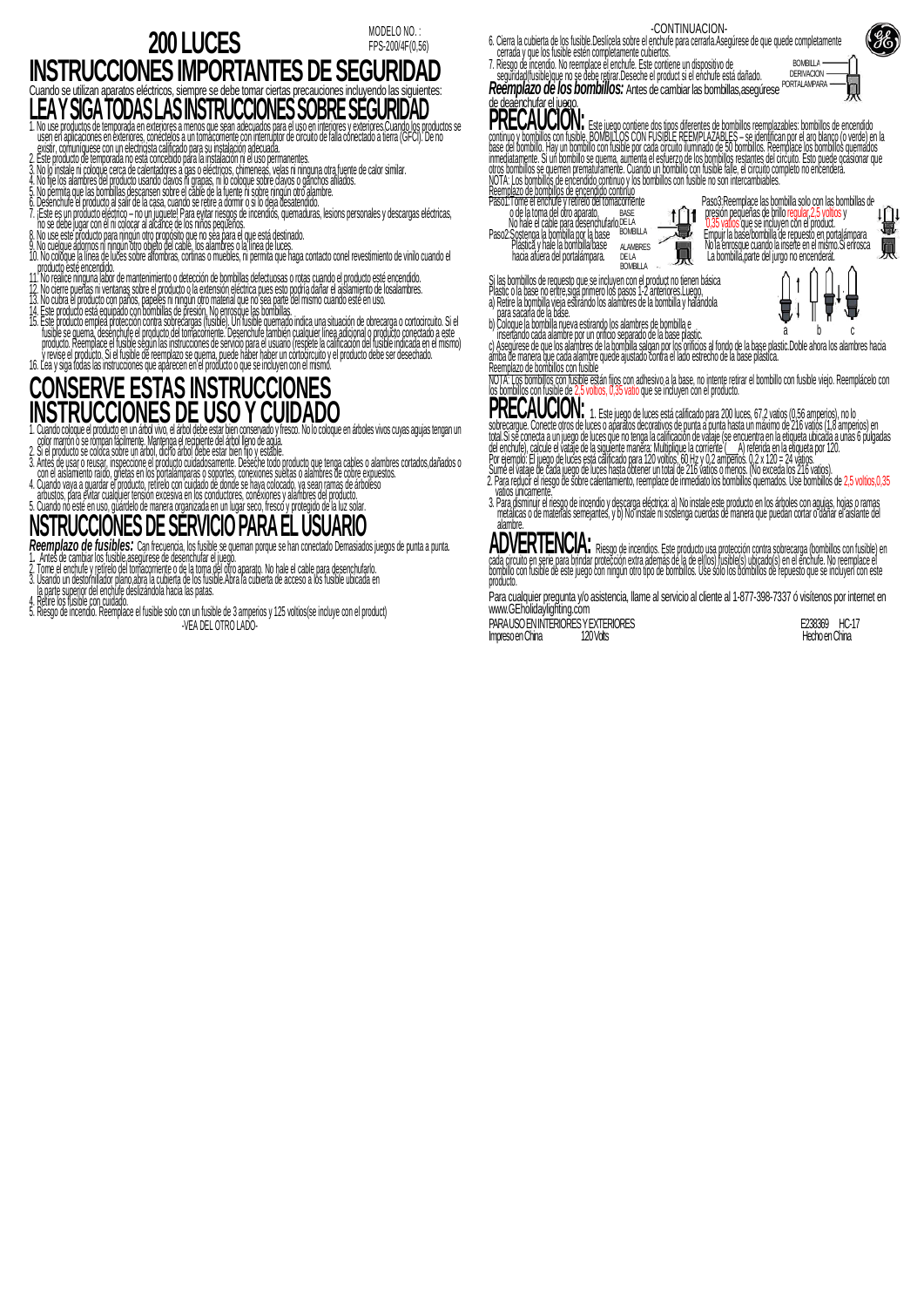# 200 LUCES

MODELO NO. : FPS-200/4F(0,56)

# INSTRUCCIONES IMPORTANTES DE SEGURIDAD

Cuando se utilizan aparatos eléctricos, siempre se debe tomar ciertas precauciones incluyendo las siguientes:

# LEA Y SIGA TODAS LAS INSTRUCCIONES SOBRE SEGURIDAD

1. No use productos de temporada en exteriores a menos que sean adecuados para el uso en interiores y exteriores.Cuando los productos se usen en aplicaciones en exteriores, conéctelos a un tomacorriente con interruptor de circuito de falla conectado a tierra (GFCI). De no existir, comuníquese con un electricista calificado para su instalación adecuada.
2. Este producto de temporada no está concebido para la instalación ni el uso permanentes.
3. No lo instale ni coloque cerca de calentadores a gas o eléctricos, chimeneas, velas ni ninguna otra fuente de calor similar.
4. No fije los alambres del producto usando clavos ni grapas, ni lo coloque sobre clavos o ganchos afilados.
5. No permita que las bombillas descansen sobre el cable de la fuente ni sobre ningún otro alambre.
6. Desenchufe el producto al salir de la casa, cuando se retire a dormir o si lo deja desatendido.
7. ¡Este es un producto eléctrico – no un juguete! Para evitar riesgos de incendios, quemaduras, lesions personales y descargas eléctricas, no se debe jugar con él ni colocar al alcance de los niños pequeños.
8. No use este producto para ningún otro propósito que no sea para el que está destinado.
9. No cuelgue adornos ni ningún otro objeto del cable, los alambres o la línea de luces.
10. No coloque la línea de luces sobre alfombras, cortinas o muebles, ni permita que haga contacto conel revestimiento de vinilo cuando el producto esté encendido.
11. No realice ninguna labor de mantenimiento o detección de bombillas defectuosas o rotas cuando el producto esté encendido.
12. No cierre puertas ni ventanas sobre el producto o la extensión eléctrica pues esto podría dañar el aislamiento de losalambres.
13. No cubra el producto con paños, papeles ni ningún otro material que no sea parte del mismo cuando esté en uso.
14. Este producto está equipado con bombillas de presión. No enrosque las bombillas.
15. Este producto emplea protección contra sobrecargas (fusible). Un fusible quemado indica una situación de obrecarga o cortocircuito. Si el fusible se quema, desenchufe el producto del tomacorriente. Desenchufe también cualquier línea adicional o producto conectado a este producto. Reemplace el fusible según las instrucciones de servicio para el usuario (respete la calificación del fusible indicada en el mismo) y revise el producto. Si el fusible de reemplazo se quema, puede haber haber un cortocircuito y el producto debe ser desechado.
16. Lea y siga todas las instrucciones que aparecen en el producto o que se incluyen con el mismo.

# CONSERVE ESTAS INSTRUCCIONES

# INSTRUCCIONES DE USO Y CUIDADO

1. Cuando coloque el producto en un árbol vivo, el árbol debe estar bien conservado y fresco. No lo coloque en árboles vivos cuyas agujas tengan un color marrón o se rompan fácilmente. Mantenga el recipiente del árbol lleno de agua.
2. Si el producto se coloca sobre un árbol, dicho árbol debe estar bien fijo y estable.
3. Antes de usar o reusar, inspeccione el producto cuidadosamente. Deseche todo producto que tenga cables o alambres cortados,dañados o con el aislamiento raído, grietas en los portalámparas o soportes, conexiones sueltas o alambres de cobre expuestos.
4. Cuando vaya a guardar el producto, retírelo con cuidado de donde se haya colocado, ya sean ramas de árboleso arbustos, para evitar cualquier tensión excesiva en los conductores, conexiones y alambres del producto.
5. Cuando no esté en uso, guárdelo de manera organizada en un lugar seco, fresco y protegido de la luz solar.

# NSTRUCCIONES DE SERVICIO PARA EL USUARIO

***Reemplazo de fusibles:*** Con frecuencia, los fusible se queman porque se han conectado Demasiados juegos de punta a punta.

1. Antes de cambiar los fusible,asegúrese de desenchufar el juego.
2. Tome el enchufe y retírelo del tomacorriente o de la toma del otro aparato. No hale el cable para desenchufarlo.
3. Usando un destornillador plano,abra la cubierta de los fusible.Abra la cubierta de acceso a los fusible ubicada en la parte superior del enchufe deslizándola hacia las patas.
4. Retire los fusible con cuidado.
5. Riesgo de incendio. Reemplace el fusible solo con un fusible de 3 amperios y 125 voltios(se incluye con el product)

-VEA DEL OTRO LADO-

-CONTINUACION-

6. Cierra la cubierta de los fusible.Deslícela sobre el enchufe para cerrarla.Asegúrese de que quede completamente cerrada y que los fusible estén completamente cubiertos.
7. Riesgo de incendio. No reemplace el enchufe. Este contiene un dispositivo de seguridad(fusible)que no se debe retirar.Deseche el product si el enchufe está dañado.

BOMBILLA
DERIVACION
PORTALAMPARA

***Reemplazo de los bombillos:*** Antes de cambiar las bombillas,asegúrese de desenchufar el juego.

**PRECAUCIÓN:** Este juego contiene dos tipos diferentes de bombillos reemplazables: bombillos de encendido continuo y bombillos con fusible. BOMBILLOS CON FUSIBLE REEMPLAZABLES – se identifican por el aro blanco (o verde) en la base del bombillo. Hay un bombillo con fusible por cada circuito iluminado de 50 bombillos. Reemplace los bombillos quemados inmediatamente. Si un bombillo se quema, aumenta el esfuerzo de los bombillos restantes del circuito. Esto puede ocasionar que otros bombillos se quemen prematuramente. Cuando un bombillo con fusible falle, el circuito completo no encendera.
NOTA: Los bombillos de encendido continuo y los bombillos con fusible no son intercambiables.

Reemplazo de bombillos de encendido continuo

Paso1:Tome el enchufe y retírelo del tomacorriente o de la toma del otro aparato. No hale el cable para desenchufarlo.

Paso2:Sostenga la bombilla por la base Plástica y hale la bombilla/base hacia afuera del portalámpara.

BASE DE LA BOMBILLA
ALAMBRES DE LA BOMBILLA

Paso3:Reemplace las bombilla solo con las bombillas de presión pequeñas de brillo regular,2,5 voltios y 0,35 vatios que se incluyen con el product.
Empuje la base/bombilla de repuesto en portalámpara No la enrosque cuando la inserte en el mismo.Si enrosca La bombilla,parte del jurgo no encenderá.

Si las bombillos de requesto que se incluyen con el product no tienen básica Plastic o la base no entre,siga primero los pasos 1-2 anteriores.Luego,

a) Retire la bombilla vieja estirando los alambres de la bombilla y halándola para sacarla de la base.
b) Coloque la bombilla nueva estirando los alambres de bombilla e insertando cada alambre por un orificio separado de la base plastic.
c) Asegúrese de que los alambres de la bombilla salgan por los orificios al fondo de la base plastic.Doble ahora los alambres hacia arriba de manera que cada alambre quede ajustado contra el lado estrecho de la base plástica.

a b c

Reemplazo de bombillos con fusible

NOTA: Los bombillos con fusible están fijos con adhesivo a la base, no intente retirar el bombillo con fusible viejo. Reemplácelo con los bombillos con fusible de 2,5 voltios, 0,35 vatio que se incluyen con el producto.

**PRECAUCION:** 1. Este juego de luces está calificado para 200 luces, 67,2 vatios (0,56 amperios), no lo sobrecargue. Conecte otros de luces o aparatos decorativos de punta a punta hasta un máximo de 216 vatios (1,8 amperios) en total.Si se conecta a un juego de luces que no tenga la calificación de vataje (se encuentra en la etiqueta ubicada a unas 6 pulgadas del enchufe), calcule el vataje de la siguiente manera: Multiplique la corriente (\_\_\_A) referida en la etiqueta por 120.
Por ejemplo: El juego de luces está calificado para 120 voltios, 60 Hz y 0,2 amperios. 0,2 x 120 = 24 vatios.
Sume el vataje de cada juego de luces hasta obtener un total de 216 vatios o menos. (No exceda los 216 vatios).

2. Para reducir el riesgo de sobre calentamiento, reemplace de inmediato los bombillos quemados. Use bombillos de 2,5 voltios,0,35 vatios únicamente.
3. Para disminuir el riesgo de incendio y descarga eléctrica: a) No instale este producto en los árboles con agujas, hojas o ramas metálicas o de materials semejantes, y b) No instale ni sostenga cuerdas de manera que puedan cortar o dañar el aislante del alambre.

**ADVERTENCIA:** Riesgo de incendios. Este producto usa protección contra sobrecarga (bombillos con fusible) en cada circuito en serie para brindar protección extra además de la de el(los) fusible(s) ubicado(s) en el enchufe. No reemplace el bombillo con fusible de este juego con ningún otro tipo de bombillos. Use sólo los bombillos de repuesto que se incluyeren con este producto.

Para cualquier pregunta y/o asistencia, llame al servicio al cliente al 1-877-398-7337 ó visítenos por internet en www.GEholidaylighting.com

PARA USO EN INTERIORES Y EXTERIORES E238369 HC-17
Impreso en China 120 Volts Hecho en China